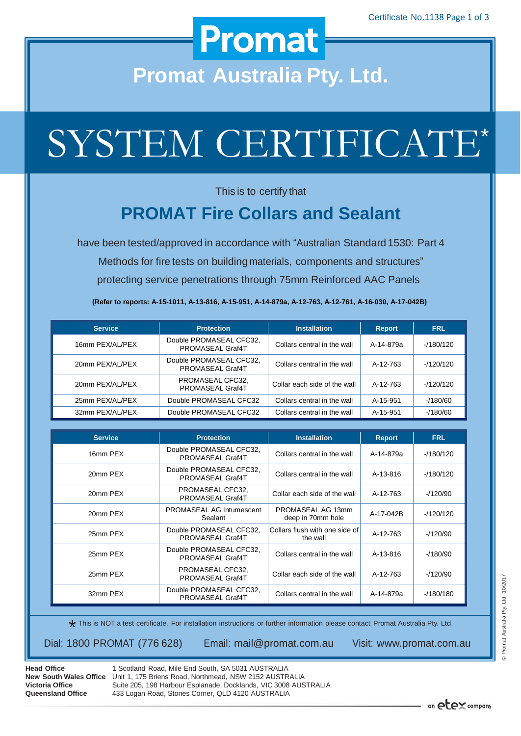# Promat

## Promat Australia Pty. Ltd.

# SYSTEM CERTIFICATE*

This is to certify that

## PROMAT Fire Collars and Sealant

have been tested/approved in accordance with “Australian Standard 1530: Part 4 Methods for fire tests on building materials, components and structures” protecting service penetrations through 75mm Reinforced AAC Panels

**(Refer to reports: A-15-1011, A-13-816, A-15-951, A-14-879a, A-12-763, A-12-761, A-16-030, A-17-042B)**

| Service | Protection | Installation | Report | FRL |
|---|---|---|---|---|
| 16mm PEX/AL/PEX | Double PROMASEAL CFC32, PROMASEAL Graf4T | Collars central in the wall | A-14-879a | -/180/120 |
| 20mm PEX/AL/PEX | Double PROMASEAL CFC32, PROMASEAL Graf4T | Collars central in the wall | A-12-763 | -/120/120 |
| 20mm PEX/AL/PEX | PROMASEAL CFC32, PROMASEAL Graf4T | Collar each side of the wall | A-12-763 | -/120/120 |
| 25mm PEX/AL/PEX | Double PROMASEAL CFC32 | Collars central in the wall | A-15-951 | -/180/60 |
| 32mm PEX/AL/PEX | Double PROMASEAL CFC32 | Collars central in the wall | A-15-951 | -/180/60 |

| Service | Protection | Installation | Report | FRL |
|---|---|---|---|---|
| 16mm PEX | Double PROMASEAL CFC32, PROMASEAL Graf4T | Collars central in the wall | A-14-879a | -/180/120 |
| 20mm PEX | Double PROMASEAL CFC32, PROMASEAL Graf4T | Collars central in the wall | A-13-816 | -/180/120 |
| 20mm PEX | PROMASEAL CFC32, PROMASEAL Graf4T | Collar each side of the wall | A-12-763 | -/120/90 |
| 20mm PEX | PROMASEAL AG Intumescent Sealant | PROMASEAL AG 13mm deep in 70mm hole | A-17-042B | -/120/120 |
| 25mm PEX | Double PROMASEAL CFC32, PROMASEAL Graf4T | Collars flush with one side of the wall | A-12-763 | -/120/90 |
| 25mm PEX | Double PROMASEAL CFC32, PROMASEAL Graf4T | Collars central in the wall | A-13-816 | -/180/90 |
| 25mm PEX | PROMASEAL CFC32, PROMASEAL Graf4T | Collar each side of the wall | A-12-763 | -/120/90 |
| 32mm PEX | Double PROMASEAL CFC32, PROMASEAL Graf4T | Collars central in the wall | A-14-879a | -/180/180 |

* This is NOT a test certificate. For installation instructions or further information please contact Promat Australia Pty. Ltd.

Dial: 1800 PROMAT (776 628) Email: mail@promat.com.au Visit: www.promat.com.au

**Head Office** 1 Scotland Road, Mile End South, SA 5031 AUSTRALIA
**New South Wales Office** Unit 1, 175 Briens Road, Northmead, NSW 2152 AUSTRALIA
**Victoria Office** Suite 205, 198 Harbour Esplanade, Docklands, VIC 3008 AUSTRALIA
**Queensland Office** 433 Logan Road, Stones Corner, QLD 4120 AUSTRALIA

an etex company

© Promat Australia Pty. Ltd. 10/2017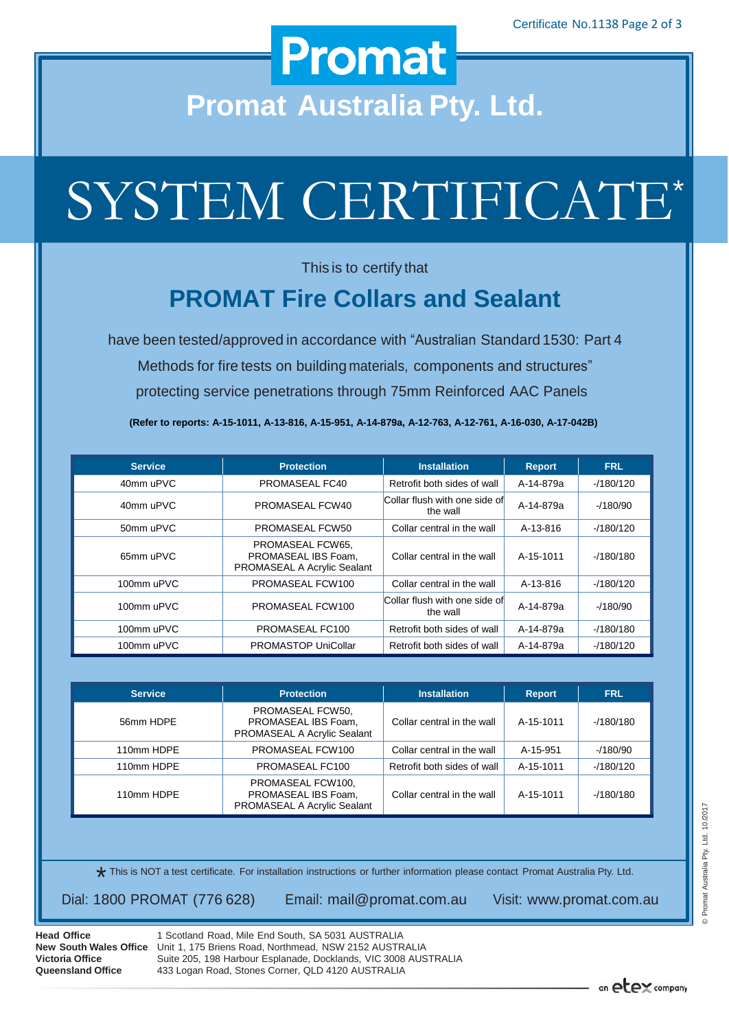# Promat

## Promat Australia Pty. Ltd.

# SYSTEM CERTIFICATE*

This is to certify that

## PROMAT Fire Collars and Sealant

have been tested/approved in accordance with "Australian Standard 1530: Part 4 Methods for fire tests on building materials, components and structures" protecting service penetrations through 75mm Reinforced AAC Panels

**(Refer to reports: A-15-1011, A-13-816, A-15-951, A-14-879a, A-12-763, A-12-761, A-16-030, A-17-042B)**

| Service | Protection | Installation | Report | FRL |
|---|---|---|---|---|
| 40mm uPVC | PROMASEAL FC40 | Retrofit both sides of wall | A-14-879a | -/180/120 |
| 40mm uPVC | PROMASEAL FCW40 | Collar flush with one side of the wall | A-14-879a | -/180/90 |
| 50mm uPVC | PROMASEAL FCW50 | Collar central in the wall | A-13-816 | -/180/120 |
| 65mm uPVC | PROMASEAL FCW65, PROMASEAL IBS Foam, PROMASEAL A Acrylic Sealant | Collar central in the wall | A-15-1011 | -/180/180 |
| 100mm uPVC | PROMASEAL FCW100 | Collar central in the wall | A-13-816 | -/180/120 |
| 100mm uPVC | PROMASEAL FCW100 | Collar flush with one side of the wall | A-14-879a | -/180/90 |
| 100mm uPVC | PROMASEAL FC100 | Retrofit both sides of wall | A-14-879a | -/180/180 |
| 100mm uPVC | PROMASTOP UniCollar | Retrofit both sides of wall | A-14-879a | -/180/120 |

| Service | Protection | Installation | Report | FRL |
|---|---|---|---|---|
| 56mm HDPE | PROMASEAL FCW50, PROMASEAL IBS Foam, PROMASEAL A Acrylic Sealant | Collar central in the wall | A-15-1011 | -/180/180 |
| 110mm HDPE | PROMASEAL FCW100 | Collar central in the wall | A-15-951 | -/180/90 |
| 110mm HDPE | PROMASEAL FC100 | Retrofit both sides of wall | A-15-1011 | -/180/120 |
| 110mm HDPE | PROMASEAL FCW100, PROMASEAL IBS Foam, PROMASEAL A Acrylic Sealant | Collar central in the wall | A-15-1011 | -/180/180 |

* This is NOT a test certificate. For installation instructions or further information please contact Promat Australia Pty. Ltd.

Dial: 1800 PROMAT (776 628) Email: mail@promat.com.au Visit: www.promat.com.au

**Head Office** 1 Scotland Road, Mile End South, SA 5031 AUSTRALIA
**New South Wales Office** Unit 1, 175 Briens Road, Northmead, NSW 2152 AUSTRALIA
**Victoria Office** Suite 205, 198 Harbour Esplanade, Docklands, VIC 3008 AUSTRALIA
**Queensland Office** 433 Logan Road, Stones Corner, QLD 4120 AUSTRALIA

an etex company

© Promat Australia Pty. Ltd. 10/2017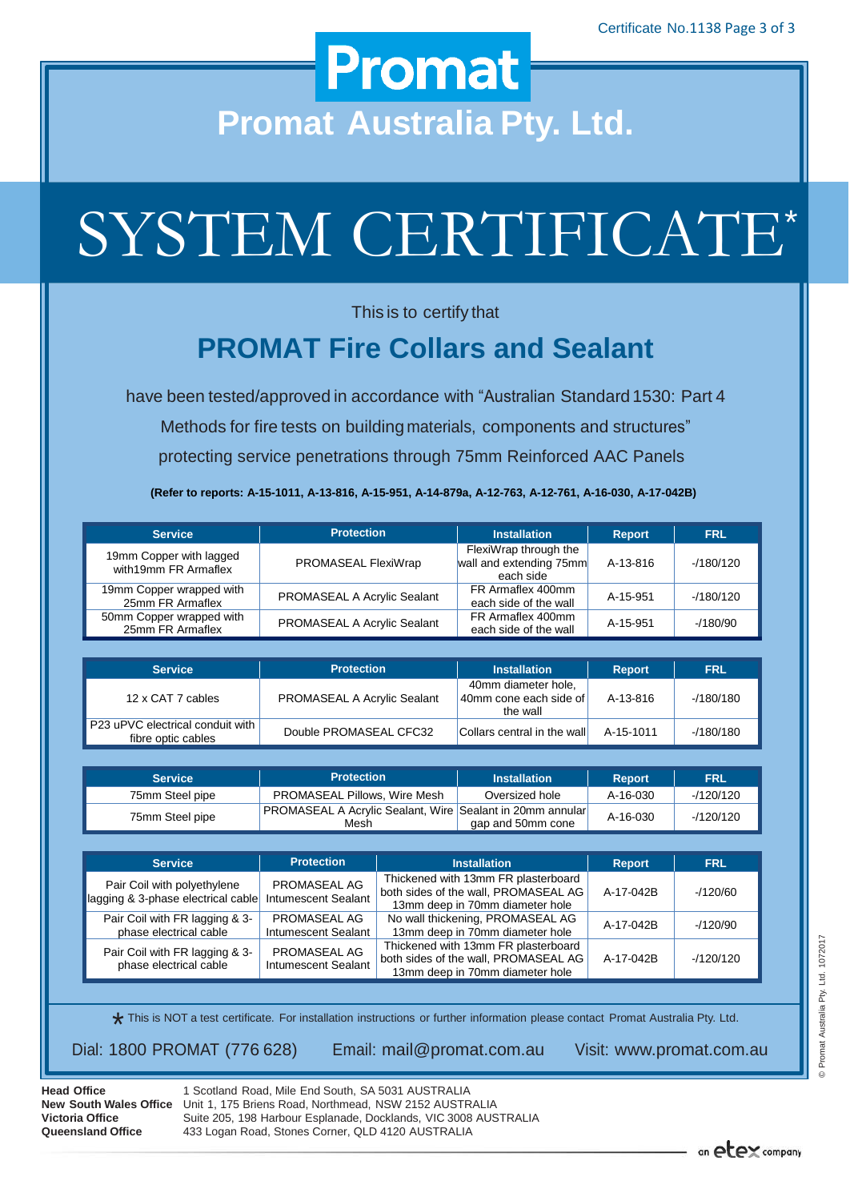# Promat

## Promat Australia Pty. Ltd.

# SYSTEM CERTIFICATE*

This is to certify that

## PROMAT Fire Collars and Sealant

have been tested/approved in accordance with "Australian Standard 1530: Part 4 Methods for fire tests on building materials, components and structures" protecting service penetrations through 75mm Reinforced AAC Panels

**(Refer to reports: A-15-1011, A-13-816, A-15-951, A-14-879a, A-12-763, A-12-761, A-16-030, A-17-042B)**

| Service | Protection | Installation | Report | FRL |
|---|---|---|---|---|
| 19mm Copper with lagged with19mm FR Armaflex | PROMASEAL FlexiWrap | FlexiWrap through the wall and extending 75mm each side | A-13-816 | -/180/120 |
| 19mm Copper wrapped with 25mm FR Armaflex | PROMASEAL A Acrylic Sealant | FR Armaflex 400mm each side of the wall | A-15-951 | -/180/120 |
| 50mm Copper wrapped with 25mm FR Armaflex | PROMASEAL A Acrylic Sealant | FR Armaflex 400mm each side of the wall | A-15-951 | -/180/90 |

| Service | Protection | Installation | Report | FRL |
|---|---|---|---|---|
| 12 x CAT 7 cables | PROMASEAL A Acrylic Sealant | 40mm diameter hole, 40mm cone each side of the wall | A-13-816 | -/180/180 |
| P23 uPVC electrical conduit with fibre optic cables | Double PROMASEAL CFC32 | Collars central in the wall | A-15-1011 | -/180/180 |

| Service | Protection | Installation | Report | FRL |
|---|---|---|---|---|
| 75mm Steel pipe | PROMASEAL Pillows, Wire Mesh | Oversized hole | A-16-030 | -/120/120 |
| 75mm Steel pipe | PROMASEAL A Acrylic Sealant, Wire Mesh | Sealant in 20mm annular gap and 50mm cone | A-16-030 | -/120/120 |

| Service | Protection | Installation | Report | FRL |
|---|---|---|---|---|
| Pair Coil with polyethylene lagging & 3-phase electrical cable | PROMASEAL AG Intumescent Sealant | Thickened with 13mm FR plasterboard both sides of the wall, PROMASEAL AG 13mm deep in 70mm diameter hole | A-17-042B | -/120/60 |
| Pair Coil with FR lagging & 3-phase electrical cable | PROMASEAL AG Intumescent Sealant | No wall thickening, PROMASEAL AG 13mm deep in 70mm diameter hole | A-17-042B | -/120/90 |
| Pair Coil with FR lagging & 3-phase electrical cable | PROMASEAL AG Intumescent Sealant | Thickened with 13mm FR plasterboard both sides of the wall, PROMASEAL AG 13mm deep in 70mm diameter hole | A-17-042B | -/120/120 |

* This is NOT a test certificate. For installation instructions or further information please contact Promat Australia Pty. Ltd.

Dial: 1800 PROMAT (776 628) Email: mail@promat.com.au Visit: www.promat.com.au

**Head Office** 1 Scotland Road, Mile End South, SA 5031 AUSTRALIA
**New South Wales Office** Unit 1, 175 Briens Road, Northmead, NSW 2152 AUSTRALIA
**Victoria Office** Suite 205, 198 Harbour Esplanade, Docklands, VIC 3008 AUSTRALIA
**Queensland Office** 433 Logan Road, Stones Corner, QLD 4120 AUSTRALIA

an etex company

© Promat Australia Pty. Ltd. 1072017